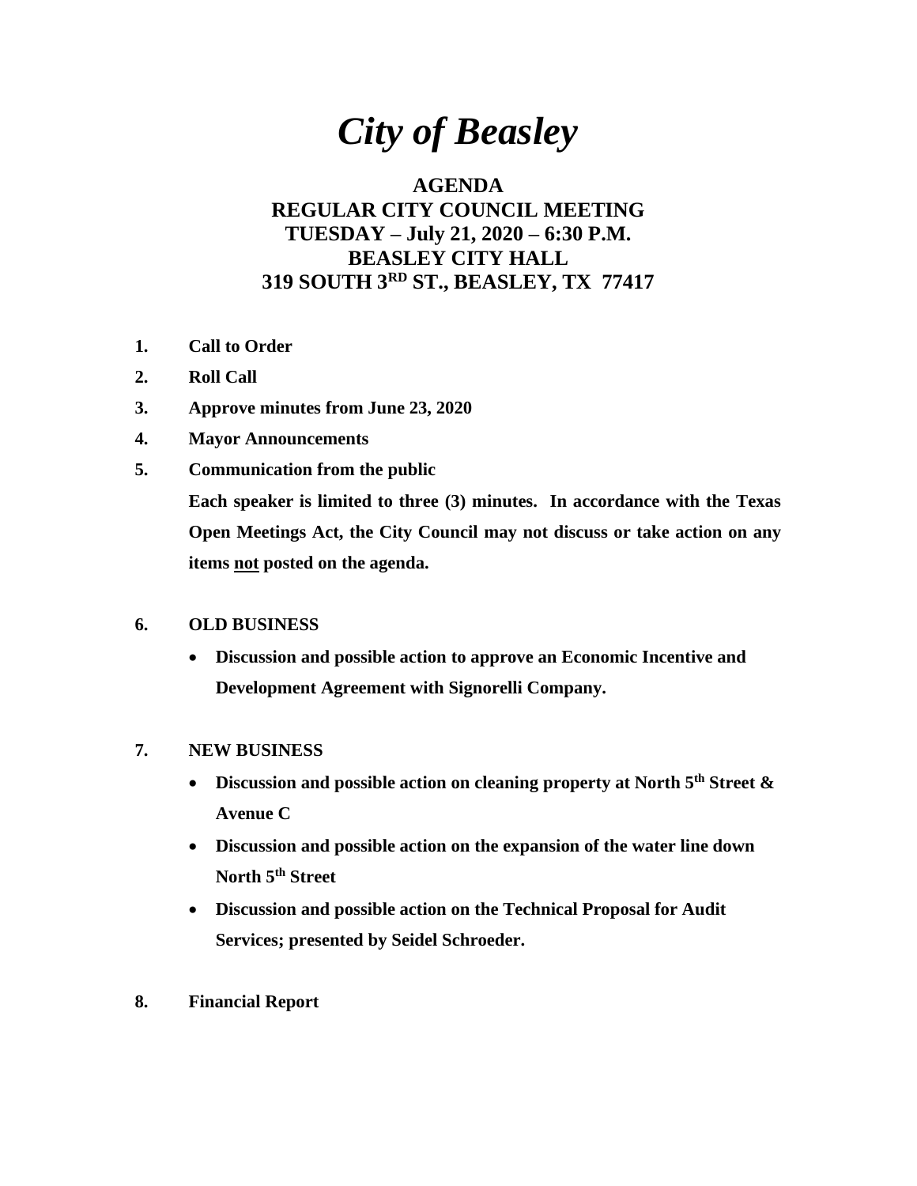# *City of Beasley*

## AGENDA
## REGULAR CITY COUNCIL MEETING
## TUESDAY – July 21, 2020 – 6:30 P.M.
## BEASLEY CITY HALL
## 319 SOUTH 3RD ST., BEASLEY, TX 77417

1. **Call to Order**
2. **Roll Call**
3. **Approve minutes from June 23, 2020**
4. **Mayor Announcements**
5. **Communication from the public**

   **Each speaker is limited to three (3) minutes. In accordance with the Texas Open Meetings Act, the City Council may not discuss or take action on any items not posted on the agenda.**

6. **OLD BUSINESS**
   - **Discussion and possible action to approve an Economic Incentive and Development Agreement with Signorelli Company.**

7. **NEW BUSINESS**
   - **Discussion and possible action on cleaning property at North 5th Street & Avenue C**
   - **Discussion and possible action on the expansion of the water line down North 5th Street**
   - **Discussion and possible action on the Technical Proposal for Audit Services; presented by Seidel Schroeder.**

8. **Financial Report**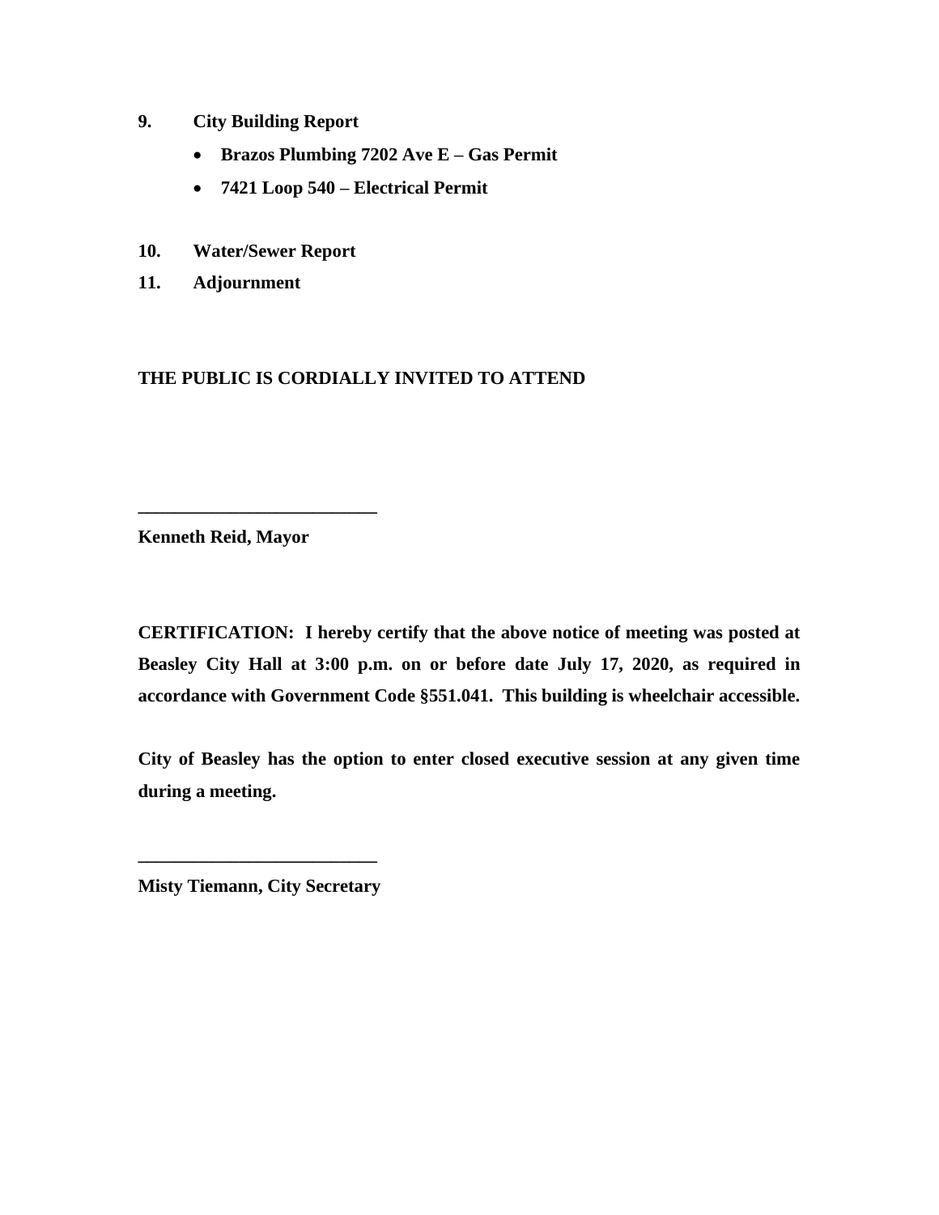9. **City Building Report**
    - **Brazos Plumbing 7202 Ave E – Gas Permit**
    - **7421 Loop 540 – Electrical Permit**

10. **Water/Sewer Report**
11. **Adjournment**

**THE PUBLIC IS CORDIALLY INVITED TO ATTEND**

**\_\_\_\_\_\_\_\_\_\_\_\_\_\_\_\_\_\_\_\_\_\_\_\_\_\_**

**Kenneth Reid, Mayor**

**CERTIFICATION: I hereby certify that the above notice of meeting was posted at Beasley City Hall at 3:00 p.m. on or before date July 17, 2020, as required in accordance with Government Code §551.041. This building is wheelchair accessible.**

**City of Beasley has the option to enter closed executive session at any given time during a meeting.**

**\_\_\_\_\_\_\_\_\_\_\_\_\_\_\_\_\_\_\_\_\_\_\_\_\_\_**

**Misty Tiemann, City Secretary**